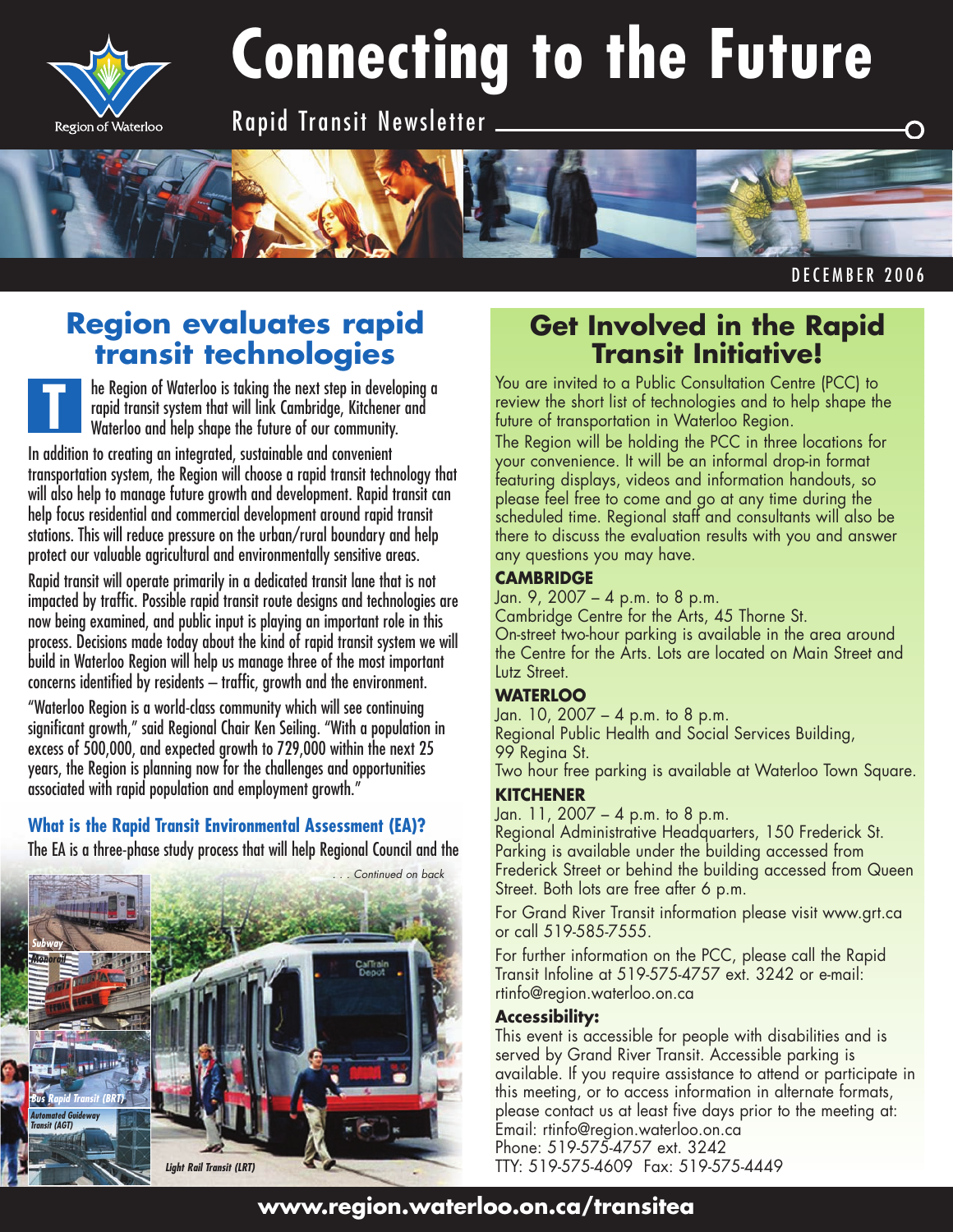# Connecting to the Future

Rapid Transit Newsletter

DECEMBER 2006

## Region evaluates rapid transit technologies

The Region of Waterloo is taking the next step in developing a rapid transit system that will link Cambridge, Kitchener and Waterloo and help shape the future of our community.

In addition to creating an integrated, sustainable and convenient transportation system, the Region will choose a rapid transit technology that will also help to manage future growth and development. Rapid transit can help focus residential and commercial development around rapid transit stations. This will reduce pressure on the urban/rural boundary and help protect our valuable agricultural and environmentally sensitive areas.

Rapid transit will operate primarily in a dedicated transit lane that is not impacted by traffic. Possible rapid transit route designs and technologies are now being examined, and public input is playing an important role in this process. Decisions made today about the kind of rapid transit system we will build in Waterloo Region will help us manage three of the most important concerns identified by residents – traffic, growth and the environment.

"Waterloo Region is a world-class community which will see continuing significant growth," said Regional Chair Ken Seiling. "With a population in excess of 500,000, and expected growth to 729,000 within the next 25 years, the Region is planning now for the challenges and opportunities associated with rapid population and employment growth."

### What is the Rapid Transit Environmental Assessment (EA)?

The EA is a three-phase study process that will help Regional Council and the

*. . . Continued on back*

Subway

Monorail

Bus Rapid Transit (BRT)

Automated Guideway Transit (AGT)

Light Rail Transit (LRT)

## Get Involved in the Rapid Transit Initiative!

You are invited to a Public Consultation Centre (PCC) to review the short list of technologies and to help shape the future of transportation in Waterloo Region.

The Region will be holding the PCC in three locations for your convenience. It will be an informal drop-in format featuring displays, videos and information handouts, so please feel free to come and go at any time during the scheduled time. Regional staff and consultants will also be there to discuss the evaluation results with you and answer any questions you may have.

**CAMBRIDGE**
Jan. 9, 2007 – 4 p.m. to 8 p.m.
Cambridge Centre for the Arts, 45 Thorne St.
On-street two-hour parking is available in the area around the Centre for the Arts. Lots are located on Main Street and Lutz Street.

**WATERLOO**
Jan. 10, 2007 – 4 p.m. to 8 p.m.
Regional Public Health and Social Services Building, 99 Regina St.
Two hour free parking is available at Waterloo Town Square.

**KITCHENER**
Jan. 11, 2007 – 4 p.m. to 8 p.m.
Regional Administrative Headquarters, 150 Frederick St.
Parking is available under the building accessed from Frederick Street or behind the building accessed from Queen Street. Both lots are free after 6 p.m.

For Grand River Transit information please visit www.grt.ca or call 519-585-7555.

For further information on the PCC, please call the Rapid Transit Infoline at 519-575-4757 ext. 3242 or e-mail: rtinfo@region.waterloo.on.ca

**Accessibility:**
This event is accessible for people with disabilities and is served by Grand River Transit. Accessible parking is available. If you require assistance to attend or participate in this meeting, or to access information in alternate formats, please contact us at least five days prior to the meeting at:
Email: rtinfo@region.waterloo.on.ca
Phone: 519-575-4757 ext. 3242
TTY: 519-575-4609 Fax: 519-575-4449

**www.region.waterloo.on.ca/transitea**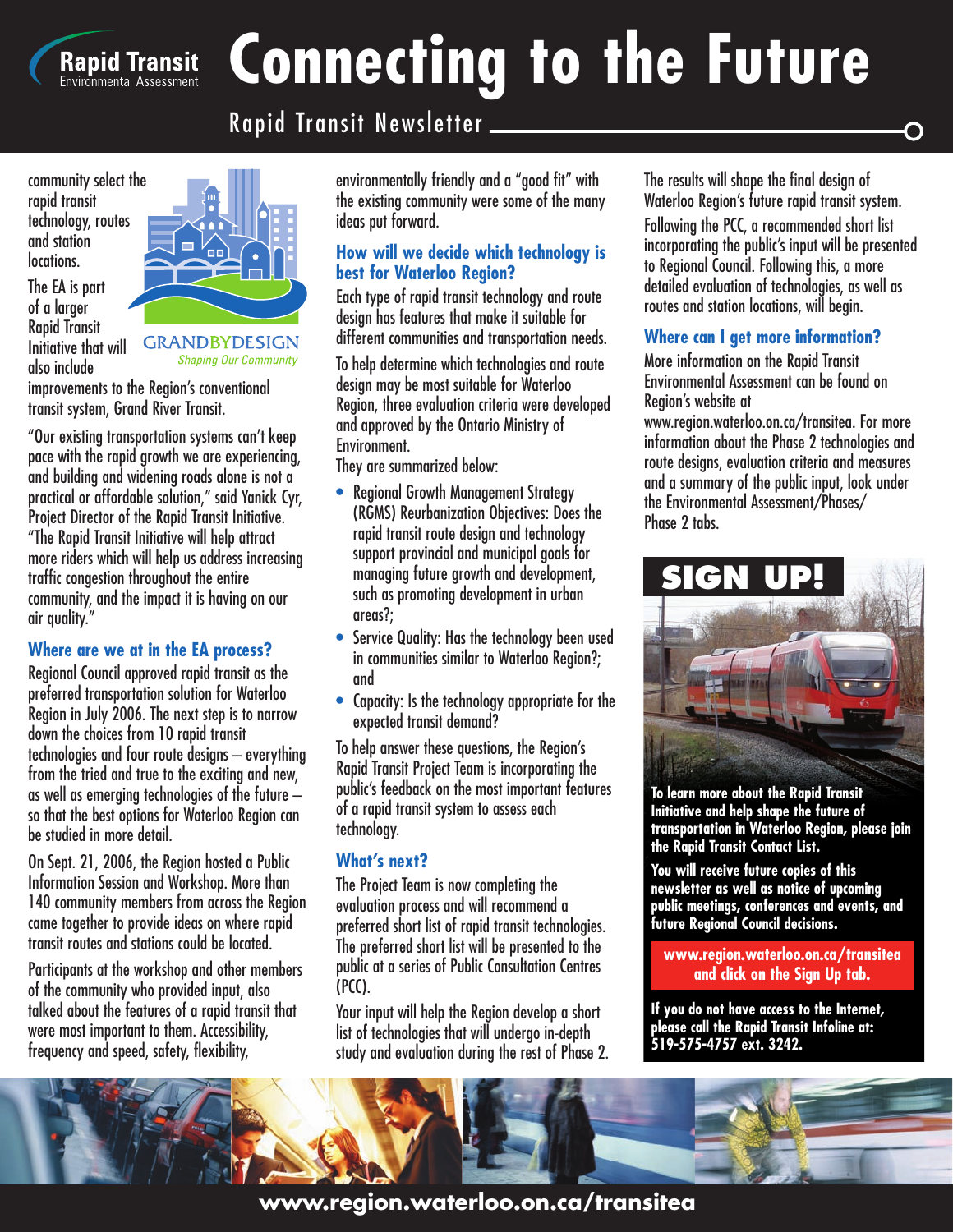community select the rapid transit technology, routes and station locations.

The EA is part of a larger Rapid Transit Initiative that will also include improvements to the Region's conventional transit system, Grand River Transit.

GRANDBYDESIGN
*Shaping Our Community*

"Our existing transportation systems can't keep pace with the rapid growth we are experiencing, and building and widening roads alone is not a practical or affordable solution," said Yanick Cyr, Project Director of the Rapid Transit Initiative. "The Rapid Transit Initiative will help attract more riders which will help us address increasing traffic congestion throughout the entire community, and the impact it is having on our air quality."

## Where are we at in the EA process?

Regional Council approved rapid transit as the preferred transportation solution for Waterloo Region in July 2006. The next step is to narrow down the choices from 10 rapid transit technologies and four route designs – everything from the tried and true to the exciting and new, as well as emerging technologies of the future – so that the best options for Waterloo Region can be studied in more detail.

On Sept. 21, 2006, the Region hosted a Public Information Session and Workshop. More than 140 community members from across the Region came together to provide ideas on where rapid transit routes and stations could be located.

Participants at the workshop and other members of the community who provided input, also talked about the features of a rapid transit that were most important to them. Accessibility, frequency and speed, safety, flexibility, environmentally friendly and a "good fit" with the existing community were some of the many ideas put forward.

## How will we decide which technology is best for Waterloo Region?

Each type of rapid transit technology and route design has features that make it suitable for different communities and transportation needs.

To help determine which technologies and route design may be most suitable for Waterloo Region, three evaluation criteria were developed and approved by the Ontario Ministry of Environment.
They are summarized below:

- Regional Growth Management Strategy (RGMS) Reurbanization Objectives: Does the rapid transit route design and technology support provincial and municipal goals for managing future growth and development, such as promoting development in urban areas?;
- Service Quality: Has the technology been used in communities similar to Waterloo Region?; and
- Capacity: Is the technology appropriate for the expected transit demand?

To help answer these questions, the Region's Rapid Transit Project Team is incorporating the public's feedback on the most important features of a rapid transit system to assess each technology.

## What's next?

The Project Team is now completing the evaluation process and will recommend a preferred short list of rapid transit technologies. The preferred short list will be presented to the public at a series of Public Consultation Centres (PCC).

Your input will help the Region develop a short list of technologies that will undergo in-depth study and evaluation during the rest of Phase 2. The results will shape the final design of Waterloo Region's future rapid transit system.

Following the PCC, a recommended short list incorporating the public's input will be presented to Regional Council. Following this, a more detailed evaluation of technologies, as well as routes and station locations, will begin.

## Where can I get more information?

More information on the Rapid Transit Environmental Assessment can be found on Region's website at www.region.waterloo.on.ca/transitea. For more information about the Phase 2 technologies and route designs, evaluation criteria and measures and a summary of the public input, look under the Environmental Assessment/Phases/ Phase 2 tabs.

## SIGN UP!

**To learn more about the Rapid Transit Initiative and help shape the future of transportation in Waterloo Region, please join the Rapid Transit Contact List.**

**You will receive future copies of this newsletter as well as notice of upcoming public meetings, conferences and events, and future Regional Council decisions.**

**www.region.waterloo.on.ca/transitea and click on the Sign Up tab.**

**If you do not have access to the Internet, please call the Rapid Transit Infoline at: 519-575-4757 ext. 3242.**

**www.region.waterloo.on.ca/transitea**